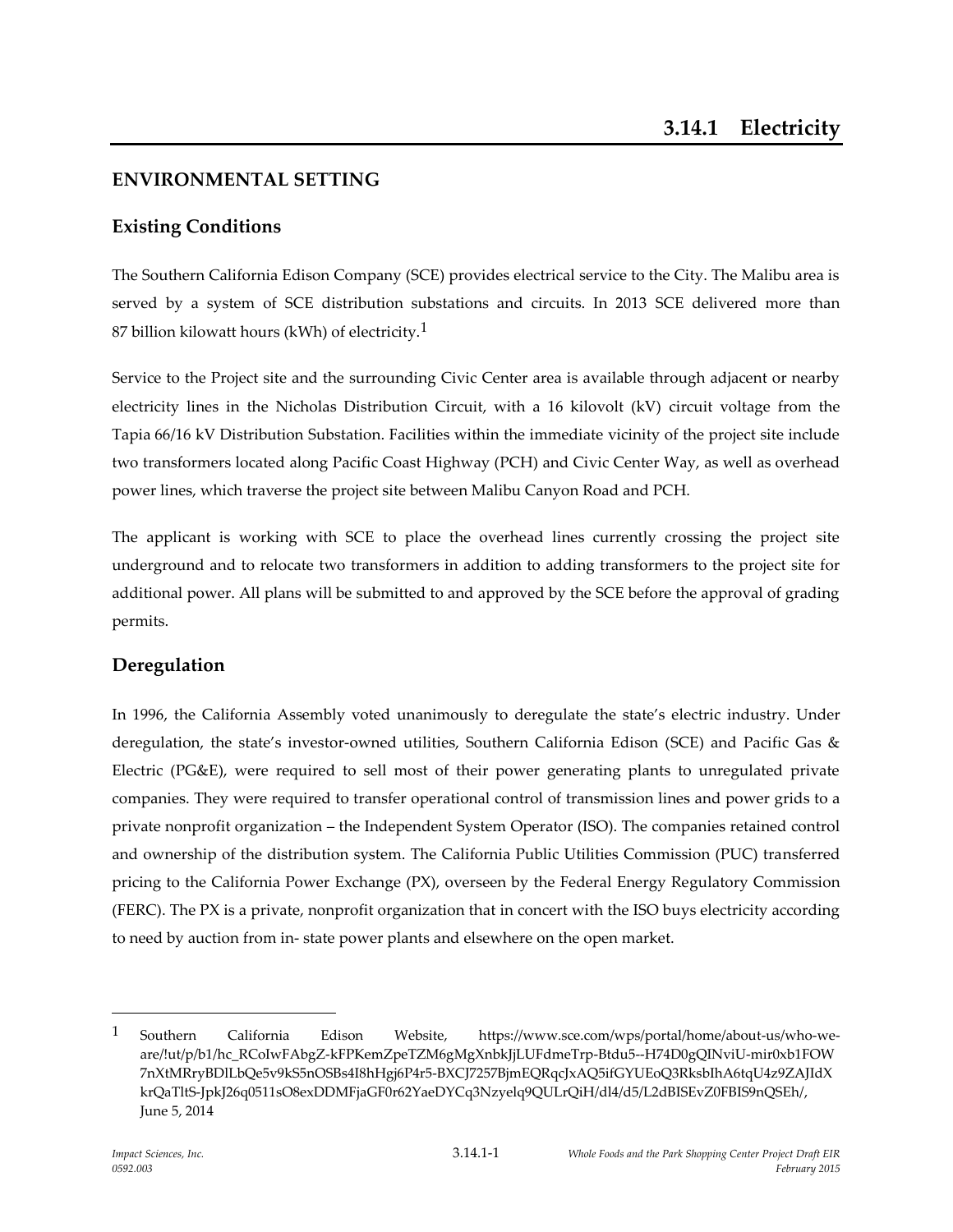# 3.14.1 Electricity

## ENVIRONMENTAL SETTING

### Existing Conditions

The Southern California Edison Company (SCE) provides electrical service to the City. The Malibu area is served by a system of SCE distribution substations and circuits. In 2013 SCE delivered more than 87 billion kilowatt hours (kWh) of electricity.[1]

Service to the Project site and the surrounding Civic Center area is available through adjacent or nearby electricity lines in the Nicholas Distribution Circuit, with a 16 kilovolt (kV) circuit voltage from the Tapia 66/16 kV Distribution Substation. Facilities within the immediate vicinity of the project site include two transformers located along Pacific Coast Highway (PCH) and Civic Center Way, as well as overhead power lines, which traverse the project site between Malibu Canyon Road and PCH.

The applicant is working with SCE to place the overhead lines currently crossing the project site underground and to relocate two transformers in addition to adding transformers to the project site for additional power. All plans will be submitted to and approved by the SCE before the approval of grading permits.

### Deregulation

In 1996, the California Assembly voted unanimously to deregulate the state's electric industry. Under deregulation, the state's investor-owned utilities, Southern California Edison (SCE) and Pacific Gas & Electric (PG&E), were required to sell most of their power generating plants to unregulated private companies. They were required to transfer operational control of transmission lines and power grids to a private nonprofit organization – the Independent System Operator (ISO). The companies retained control and ownership of the distribution system. The California Public Utilities Commission (PUC) transferred pricing to the California Power Exchange (PX), overseen by the Federal Energy Regulatory Commission (FERC). The PX is a private, nonprofit organization that in concert with the ISO buys electricity according to need by auction from in- state power plants and elsewhere on the open market.

---

[1] Southern California Edison Website, https://www.sce.com/wps/portal/home/about-us/who-we-are/!ut/p/b1/hc_RCoIwFAbgZ-kFPKemZpeTZM6gMgXnbkJjLUFdmeTrp-Btdu5--H74D0gQINviU-mir0xb1FOW7nXtMRryBDlLbQe5v9kS5nOSBs4I8hHgj6P4r5-BXCJ7257BjmEQRqcJxAQ5ifGYUEoQ3RksbIhA6tqU4z9ZAJIdXkrQaTltS-JpkJ26q0511sO8exDDMFjaGF0r62YaeDYCq3Nzyelq9QULrQiH/dl4/d5/L2dBISEvZ0FBIS9nQSEh/, June 5, 2014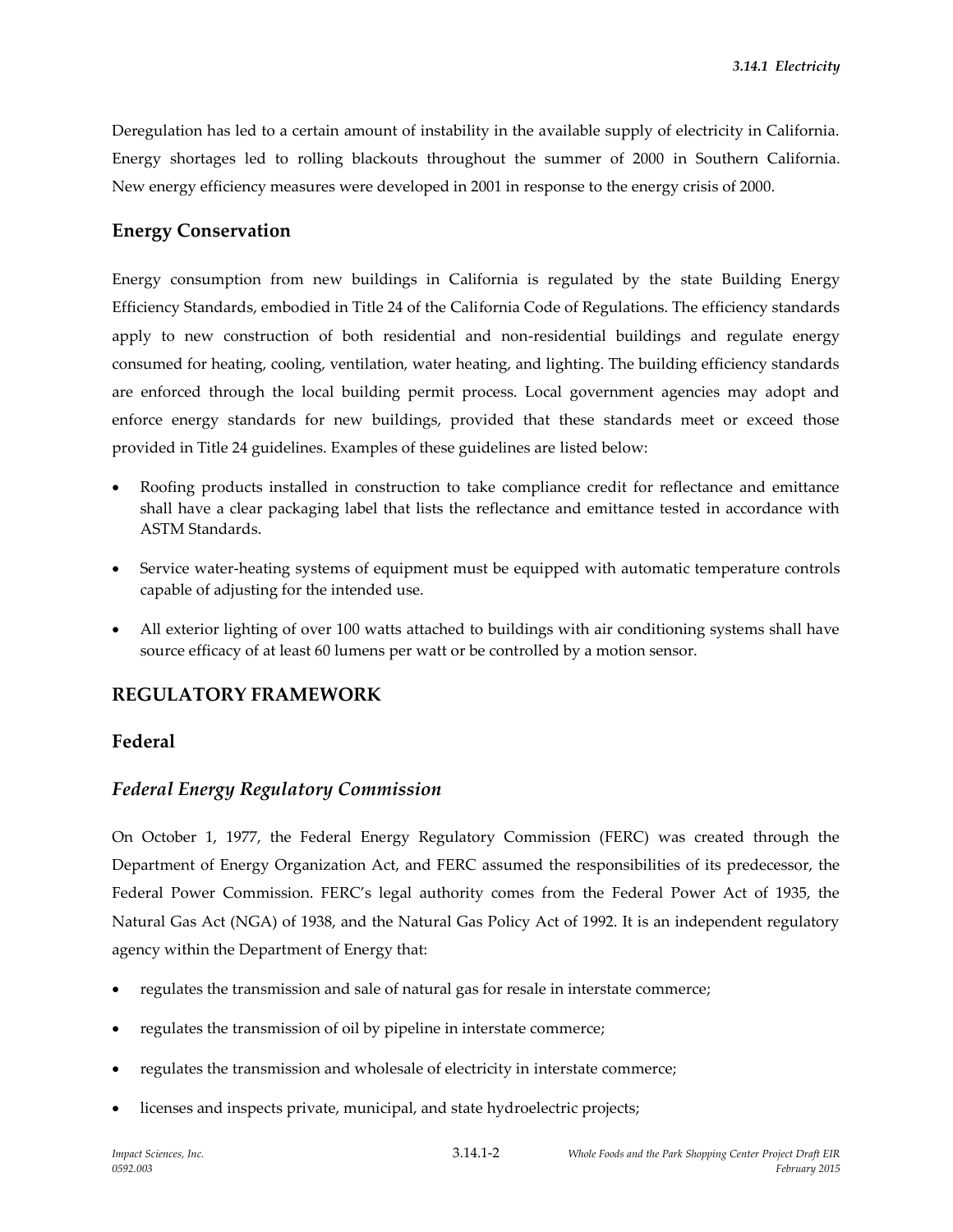Deregulation has led to a certain amount of instability in the available supply of electricity in California. Energy shortages led to rolling blackouts throughout the summer of 2000 in Southern California. New energy efficiency measures were developed in 2001 in response to the energy crisis of 2000.

## Energy Conservation

Energy consumption from new buildings in California is regulated by the state Building Energy Efficiency Standards, embodied in Title 24 of the California Code of Regulations. The efficiency standards apply to new construction of both residential and non-residential buildings and regulate energy consumed for heating, cooling, ventilation, water heating, and lighting. The building efficiency standards are enforced through the local building permit process. Local government agencies may adopt and enforce energy standards for new buildings, provided that these standards meet or exceed those provided in Title 24 guidelines. Examples of these guidelines are listed below:

- Roofing products installed in construction to take compliance credit for reflectance and emittance shall have a clear packaging label that lists the reflectance and emittance tested in accordance with ASTM Standards.
- Service water-heating systems of equipment must be equipped with automatic temperature controls capable of adjusting for the intended use.
- All exterior lighting of over 100 watts attached to buildings with air conditioning systems shall have source efficacy of at least 60 lumens per watt or be controlled by a motion sensor.

## REGULATORY FRAMEWORK

## Federal

### *Federal Energy Regulatory Commission*

On October 1, 1977, the Federal Energy Regulatory Commission (FERC) was created through the Department of Energy Organization Act, and FERC assumed the responsibilities of its predecessor, the Federal Power Commission. FERC's legal authority comes from the Federal Power Act of 1935, the Natural Gas Act (NGA) of 1938, and the Natural Gas Policy Act of 1992. It is an independent regulatory agency within the Department of Energy that:

- regulates the transmission and sale of natural gas for resale in interstate commerce;
- regulates the transmission of oil by pipeline in interstate commerce;
- regulates the transmission and wholesale of electricity in interstate commerce;
- licenses and inspects private, municipal, and state hydroelectric projects;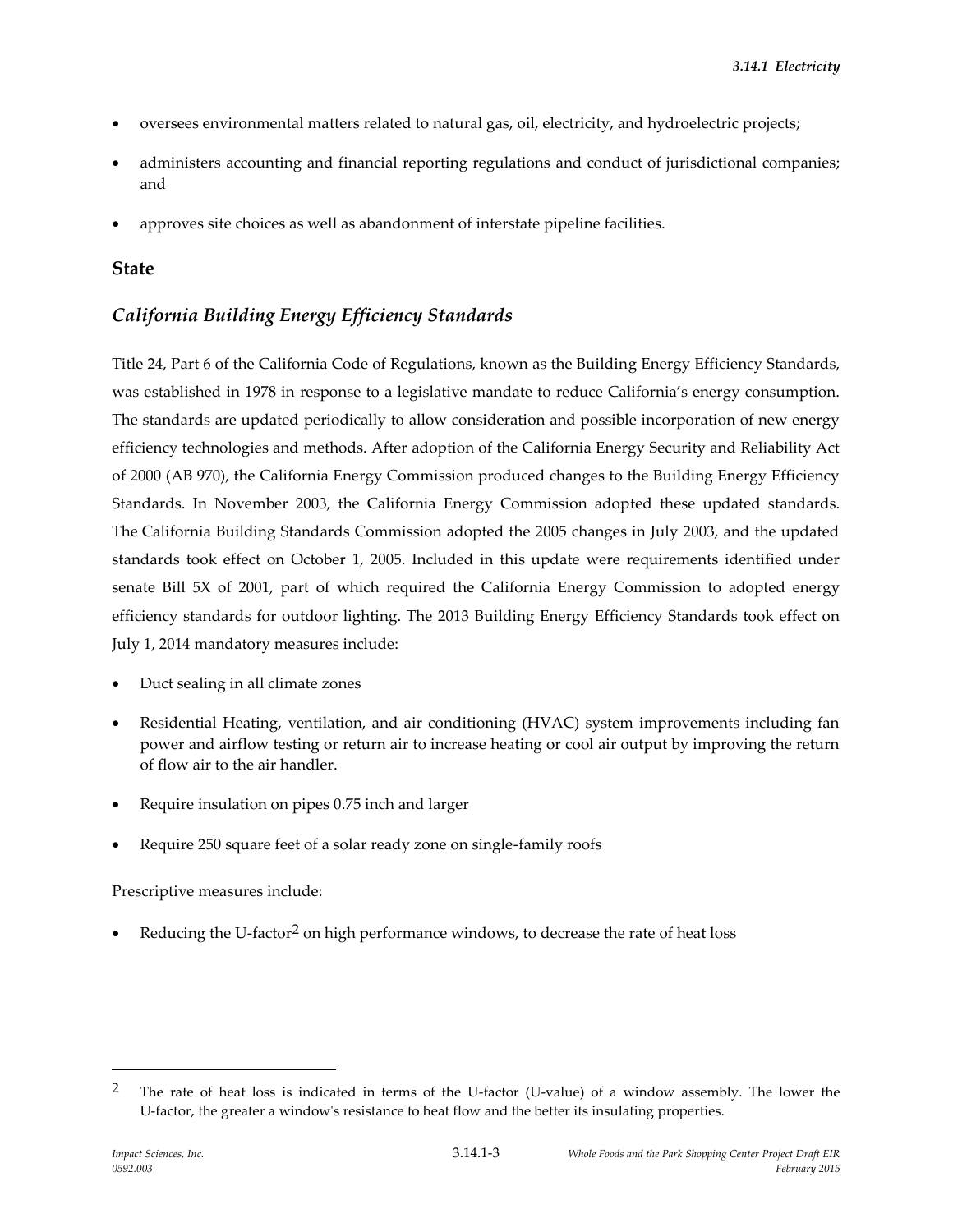- oversees environmental matters related to natural gas, oil, electricity, and hydroelectric projects;
- administers accounting and financial reporting regulations and conduct of jurisdictional companies; and
- approves site choices as well as abandonment of interstate pipeline facilities.

## State

### *California Building Energy Efficiency Standards*

Title 24, Part 6 of the California Code of Regulations, known as the Building Energy Efficiency Standards, was established in 1978 in response to a legislative mandate to reduce California's energy consumption. The standards are updated periodically to allow consideration and possible incorporation of new energy efficiency technologies and methods. After adoption of the California Energy Security and Reliability Act of 2000 (AB 970), the California Energy Commission produced changes to the Building Energy Efficiency Standards. In November 2003, the California Energy Commission adopted these updated standards. The California Building Standards Commission adopted the 2005 changes in July 2003, and the updated standards took effect on October 1, 2005. Included in this update were requirements identified under senate Bill 5X of 2001, part of which required the California Energy Commission to adopted energy efficiency standards for outdoor lighting. The 2013 Building Energy Efficiency Standards took effect on July 1, 2014 mandatory measures include:

- Duct sealing in all climate zones
- Residential Heating, ventilation, and air conditioning (HVAC) system improvements including fan power and airflow testing or return air to increase heating or cool air output by improving the return of flow air to the air handler.
- Require insulation on pipes 0.75 inch and larger
- Require 250 square feet of a solar ready zone on single-family roofs

Prescriptive measures include:

- Reducing the U-factor[2] on high performance windows, to decrease the rate of heat loss

---

[2] The rate of heat loss is indicated in terms of the U-factor (U-value) of a window assembly. The lower the U-factor, the greater a window's resistance to heat flow and the better its insulating properties.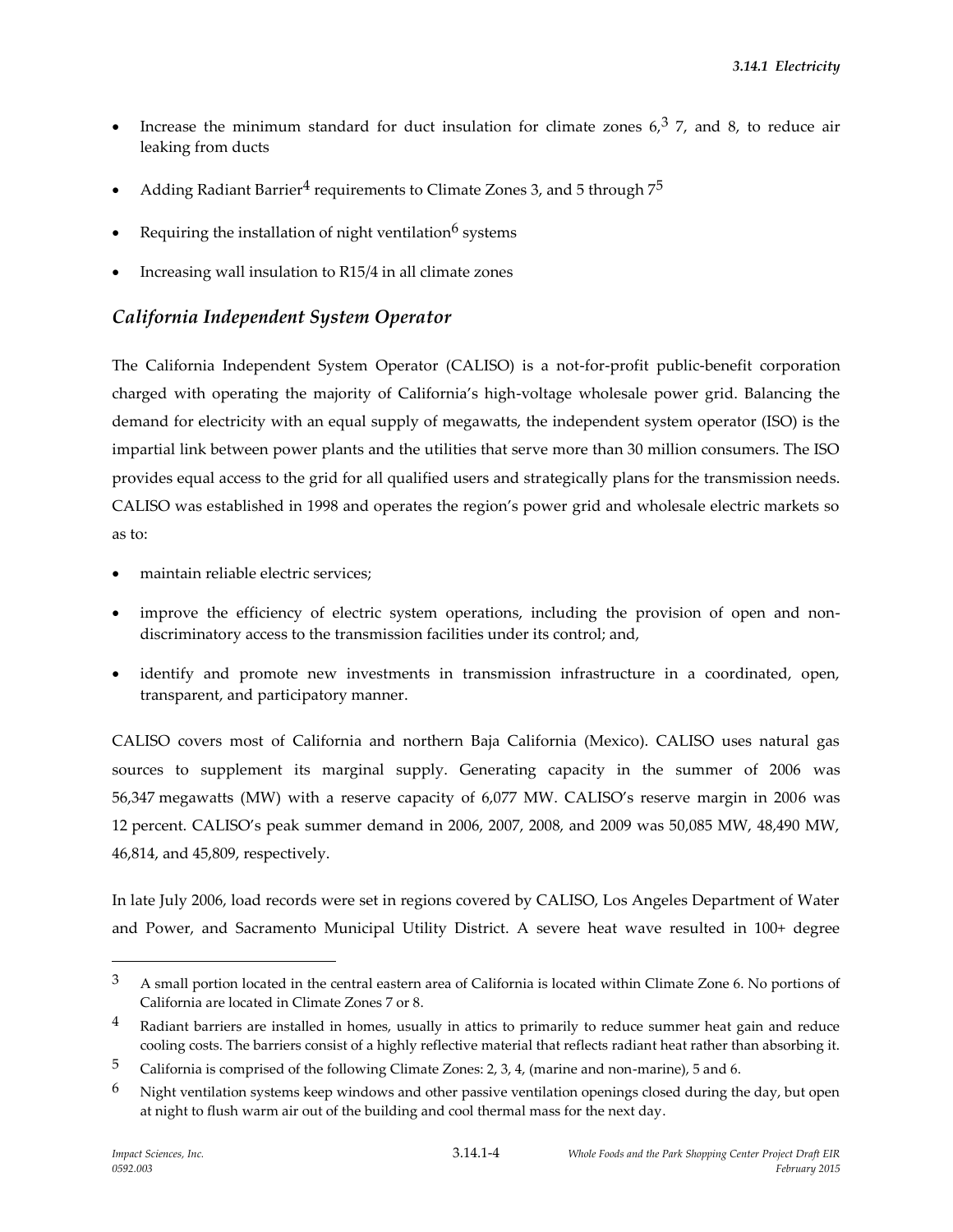- Increase the minimum standard for duct insulation for climate zones 6,[3] 7, and 8, to reduce air leaking from ducts
- Adding Radiant Barrier[4] requirements to Climate Zones 3, and 5 through 7[5]
- Requiring the installation of night ventilation[6] systems
- Increasing wall insulation to R15/4 in all climate zones

### *California Independent System Operator*

The California Independent System Operator (CALISO) is a not-for-profit public-benefit corporation charged with operating the majority of California's high-voltage wholesale power grid. Balancing the demand for electricity with an equal supply of megawatts, the independent system operator (ISO) is the impartial link between power plants and the utilities that serve more than 30 million consumers. The ISO provides equal access to the grid for all qualified users and strategically plans for the transmission needs. CALISO was established in 1998 and operates the region's power grid and wholesale electric markets so as to:

- maintain reliable electric services;
- improve the efficiency of electric system operations, including the provision of open and non-discriminatory access to the transmission facilities under its control; and,
- identify and promote new investments in transmission infrastructure in a coordinated, open, transparent, and participatory manner.

CALISO covers most of California and northern Baja California (Mexico). CALISO uses natural gas sources to supplement its marginal supply. Generating capacity in the summer of 2006 was 56,347 megawatts (MW) with a reserve capacity of 6,077 MW. CALISO's reserve margin in 2006 was 12 percent. CALISO's peak summer demand in 2006, 2007, 2008, and 2009 was 50,085 MW, 48,490 MW, 46,814, and 45,809, respectively.

In late July 2006, load records were set in regions covered by CALISO, Los Angeles Department of Water and Power, and Sacramento Municipal Utility District. A severe heat wave resulted in 100+ degree

---

[3] A small portion located in the central eastern area of California is located within Climate Zone 6. No portions of California are located in Climate Zones 7 or 8.

[4] Radiant barriers are installed in homes, usually in attics to primarily to reduce summer heat gain and reduce cooling costs. The barriers consist of a highly reflective material that reflects radiant heat rather than absorbing it.

[5] California is comprised of the following Climate Zones: 2, 3, 4, (marine and non-marine), 5 and 6.

[6] Night ventilation systems keep windows and other passive ventilation openings closed during the day, but open at night to flush warm air out of the building and cool thermal mass for the next day.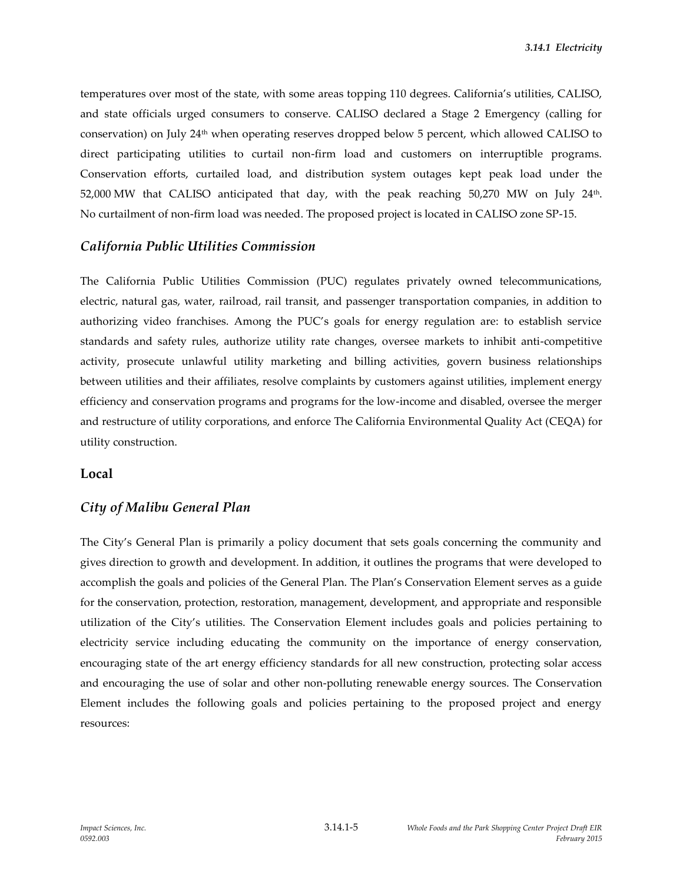temperatures over most of the state, with some areas topping 110 degrees. California's utilities, CALISO, and state officials urged consumers to conserve. CALISO declared a Stage 2 Emergency (calling for conservation) on July 24th when operating reserves dropped below 5 percent, which allowed CALISO to direct participating utilities to curtail non-firm load and customers on interruptible programs. Conservation efforts, curtailed load, and distribution system outages kept peak load under the 52,000 MW that CALISO anticipated that day, with the peak reaching 50,270 MW on July 24th. No curtailment of non-firm load was needed. The proposed project is located in CALISO zone SP-15.

### *California Public Utilities Commission*

The California Public Utilities Commission (PUC) regulates privately owned telecommunications, electric, natural gas, water, railroad, rail transit, and passenger transportation companies, in addition to authorizing video franchises. Among the PUC's goals for energy regulation are: to establish service standards and safety rules, authorize utility rate changes, oversee markets to inhibit anti-competitive activity, prosecute unlawful utility marketing and billing activities, govern business relationships between utilities and their affiliates, resolve complaints by customers against utilities, implement energy efficiency and conservation programs and programs for the low-income and disabled, oversee the merger and restructure of utility corporations, and enforce The California Environmental Quality Act (CEQA) for utility construction.

## Local

### *City of Malibu General Plan*

The City's General Plan is primarily a policy document that sets goals concerning the community and gives direction to growth and development. In addition, it outlines the programs that were developed to accomplish the goals and policies of the General Plan. The Plan's Conservation Element serves as a guide for the conservation, protection, restoration, management, development, and appropriate and responsible utilization of the City's utilities. The Conservation Element includes goals and policies pertaining to electricity service including educating the community on the importance of energy conservation, encouraging state of the art energy efficiency standards for all new construction, protecting solar access and encouraging the use of solar and other non-polluting renewable energy sources. The Conservation Element includes the following goals and policies pertaining to the proposed project and energy resources: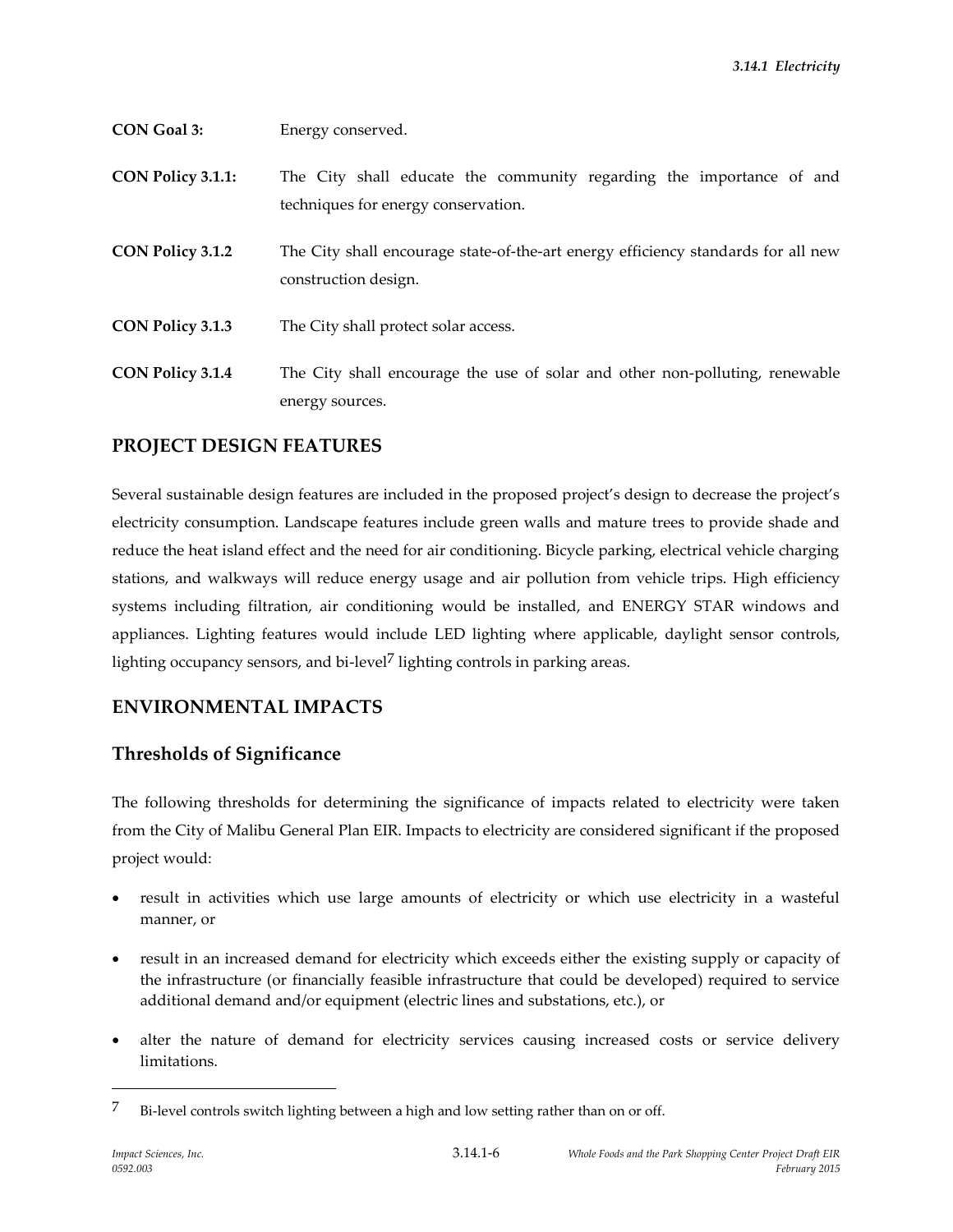**CON Goal 3:** Energy conserved.

**CON Policy 3.1.1:** The City shall educate the community regarding the importance of and techniques for energy conservation.

**CON Policy 3.1.2** The City shall encourage state-of-the-art energy efficiency standards for all new construction design.

**CON Policy 3.1.3** The City shall protect solar access.

**CON Policy 3.1.4** The City shall encourage the use of solar and other non-polluting, renewable energy sources.

## PROJECT DESIGN FEATURES

Several sustainable design features are included in the proposed project's design to decrease the project's electricity consumption. Landscape features include green walls and mature trees to provide shade and reduce the heat island effect and the need for air conditioning. Bicycle parking, electrical vehicle charging stations, and walkways will reduce energy usage and air pollution from vehicle trips. High efficiency systems including filtration, air conditioning would be installed, and ENERGY STAR windows and appliances. Lighting features would include LED lighting where applicable, daylight sensor controls, lighting occupancy sensors, and bi-level[7] lighting controls in parking areas.

## ENVIRONMENTAL IMPACTS

### Thresholds of Significance

The following thresholds for determining the significance of impacts related to electricity were taken from the City of Malibu General Plan EIR. Impacts to electricity are considered significant if the proposed project would:

- result in activities which use large amounts of electricity or which use electricity in a wasteful manner, or
- result in an increased demand for electricity which exceeds either the existing supply or capacity of the infrastructure (or financially feasible infrastructure that could be developed) required to service additional demand and/or equipment (electric lines and substations, etc.), or
- alter the nature of demand for electricity services causing increased costs or service delivery limitations.

---

[7] Bi-level controls switch lighting between a high and low setting rather than on or off.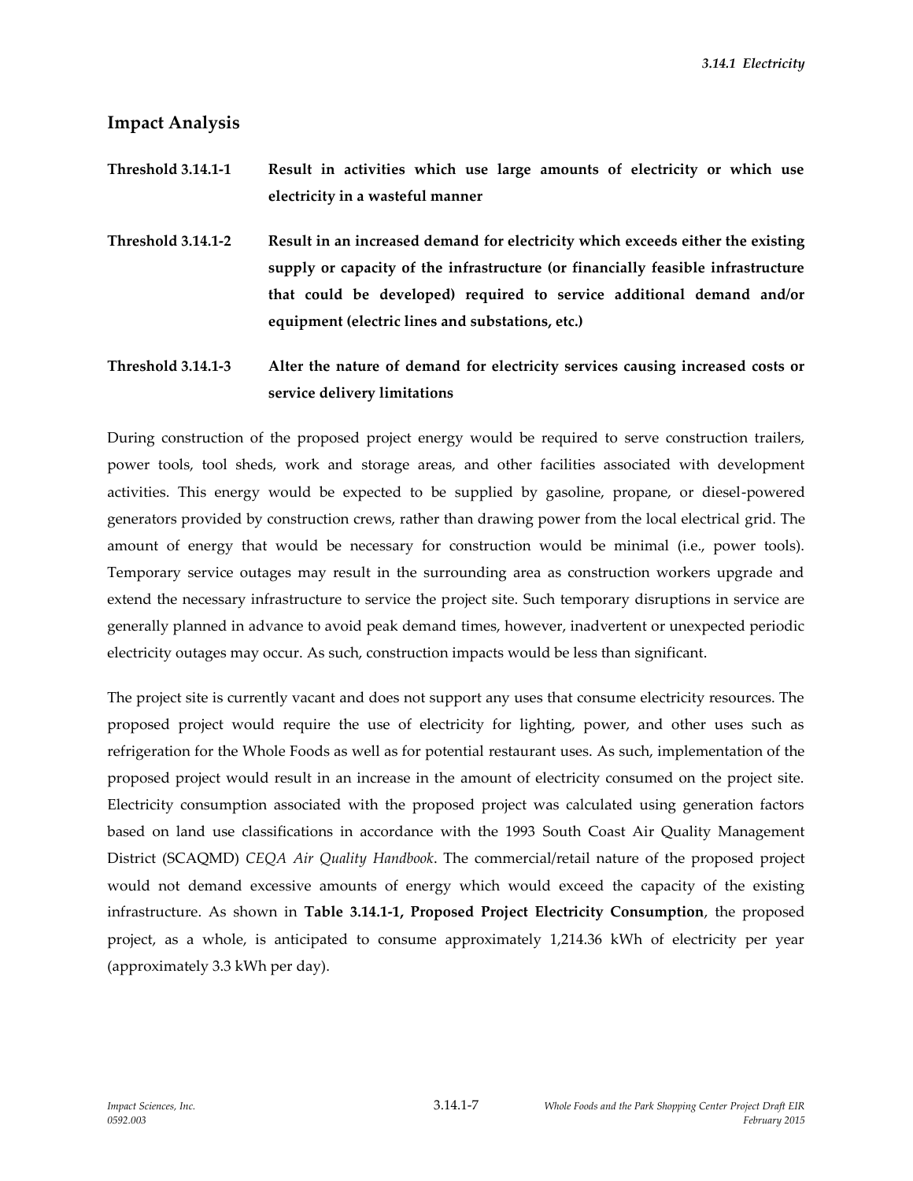## Impact Analysis

**Threshold 3.14.1-1 Result in activities which use large amounts of electricity or which use electricity in a wasteful manner**

**Threshold 3.14.1-2 Result in an increased demand for electricity which exceeds either the existing supply or capacity of the infrastructure (or financially feasible infrastructure that could be developed) required to service additional demand and/or equipment (electric lines and substations, etc.)**

**Threshold 3.14.1-3 Alter the nature of demand for electricity services causing increased costs or service delivery limitations**

During construction of the proposed project energy would be required to serve construction trailers, power tools, tool sheds, work and storage areas, and other facilities associated with development activities. This energy would be expected to be supplied by gasoline, propane, or diesel-powered generators provided by construction crews, rather than drawing power from the local electrical grid. The amount of energy that would be necessary for construction would be minimal (i.e., power tools). Temporary service outages may result in the surrounding area as construction workers upgrade and extend the necessary infrastructure to service the project site. Such temporary disruptions in service are generally planned in advance to avoid peak demand times, however, inadvertent or unexpected periodic electricity outages may occur. As such, construction impacts would be less than significant.

The project site is currently vacant and does not support any uses that consume electricity resources. The proposed project would require the use of electricity for lighting, power, and other uses such as refrigeration for the Whole Foods as well as for potential restaurant uses. As such, implementation of the proposed project would result in an increase in the amount of electricity consumed on the project site. Electricity consumption associated with the proposed project was calculated using generation factors based on land use classifications in accordance with the 1993 South Coast Air Quality Management District (SCAQMD) *CEQA Air Quality Handbook*. The commercial/retail nature of the proposed project would not demand excessive amounts of energy which would exceed the capacity of the existing infrastructure. As shown in **Table 3.14.1-1, Proposed Project Electricity Consumption**, the proposed project, as a whole, is anticipated to consume approximately 1,214.36 kWh of electricity per year (approximately 3.3 kWh per day).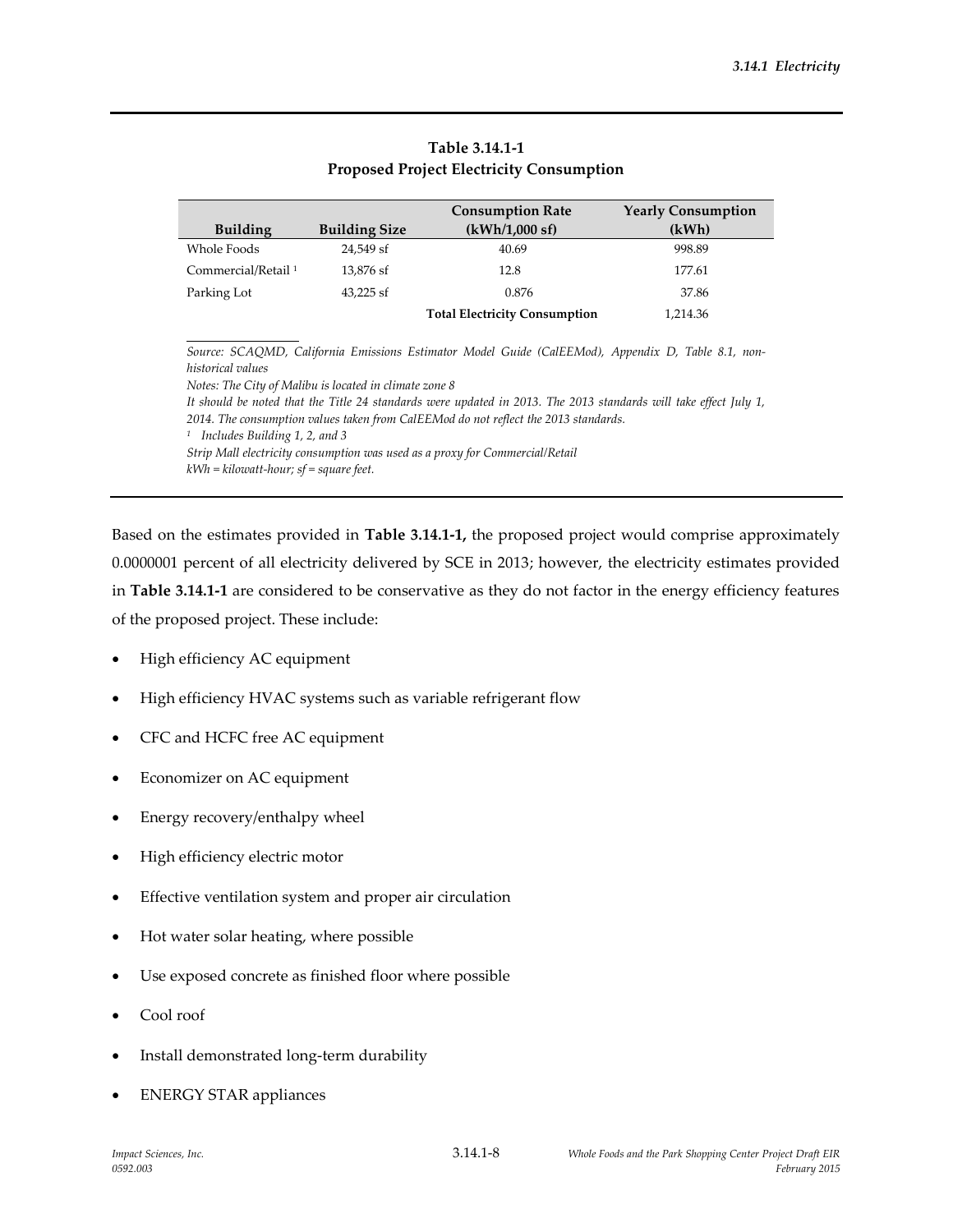**Table 3.14.1-1**
**Proposed Project Electricity Consumption**

| Building | Building Size | Consumption Rate (kWh/1,000 sf) | Yearly Consumption (kWh) |
|---|---|---|---|
| Whole Foods | 24,549 sf | 40.69 | 998.89 |
| Commercial/Retail [1] | 13,876 sf | 12.8 | 177.61 |
| Parking Lot | 43,225 sf | 0.876 | 37.86 |
| | | **Total Electricity Consumption** | 1,214.36 |

*Source: SCAQMD, California Emissions Estimator Model Guide (CalEEMod), Appendix D, Table 8.1, non-historical values*
*Notes: The City of Malibu is located in climate zone 8*
*It should be noted that the Title 24 standards were updated in 2013. The 2013 standards will take effect July 1, 2014. The consumption values taken from CalEEMod do not reflect the 2013 standards.*
*[1] Includes Building 1, 2, and 3*
*Strip Mall electricity consumption was used as a proxy for Commercial/Retail*
*kWh = kilowatt-hour; sf = square feet.*

Based on the estimates provided in **Table 3.14.1-1,** the proposed project would comprise approximately 0.0000001 percent of all electricity delivered by SCE in 2013; however, the electricity estimates provided in **Table 3.14.1-1** are considered to be conservative as they do not factor in the energy efficiency features of the proposed project. These include:

- High efficiency AC equipment
- High efficiency HVAC systems such as variable refrigerant flow
- CFC and HCFC free AC equipment
- Economizer on AC equipment
- Energy recovery/enthalpy wheel
- High efficiency electric motor
- Effective ventilation system and proper air circulation
- Hot water solar heating, where possible
- Use exposed concrete as finished floor where possible
- Cool roof
- Install demonstrated long-term durability
- ENERGY STAR appliances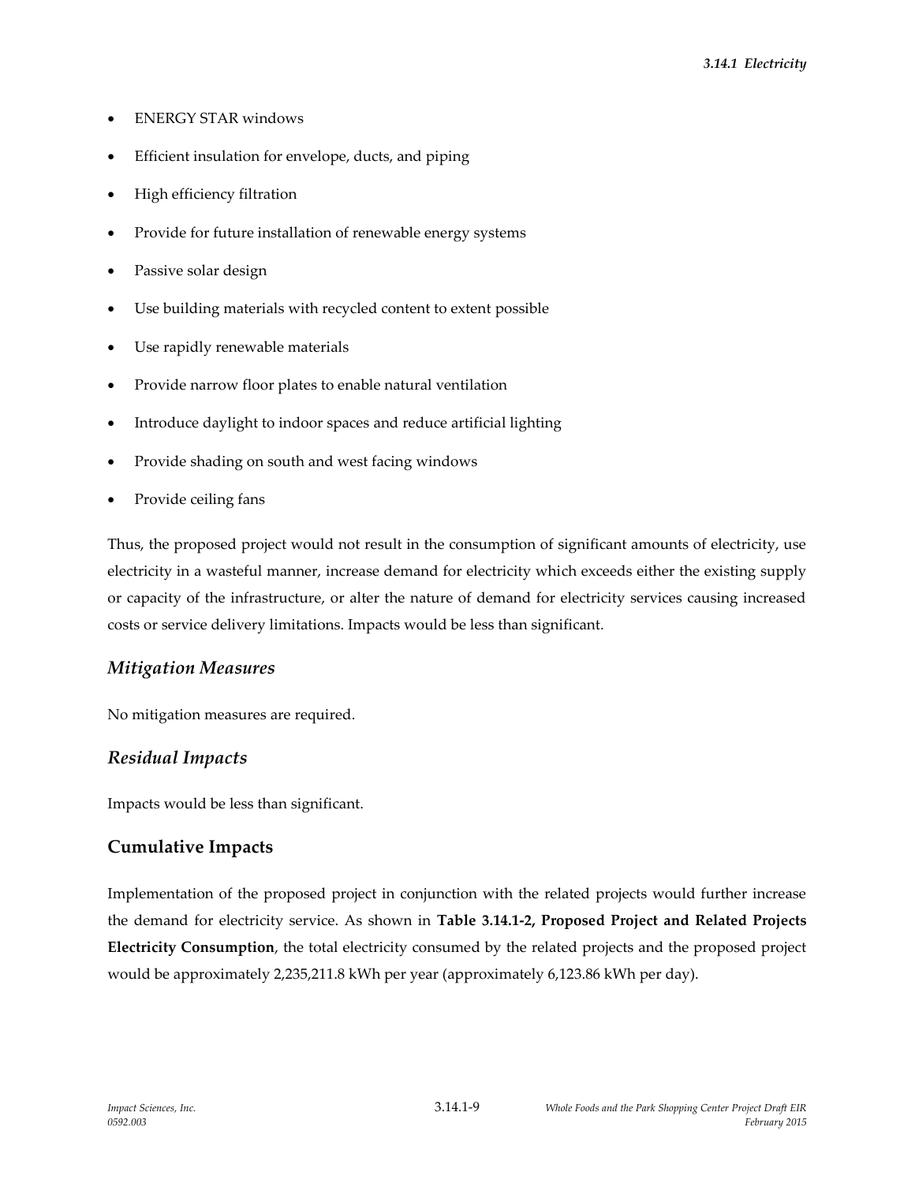- ENERGY STAR windows
- Efficient insulation for envelope, ducts, and piping
- High efficiency filtration
- Provide for future installation of renewable energy systems
- Passive solar design
- Use building materials with recycled content to extent possible
- Use rapidly renewable materials
- Provide narrow floor plates to enable natural ventilation
- Introduce daylight to indoor spaces and reduce artificial lighting
- Provide shading on south and west facing windows
- Provide ceiling fans

Thus, the proposed project would not result in the consumption of significant amounts of electricity, use electricity in a wasteful manner, increase demand for electricity which exceeds either the existing supply or capacity of the infrastructure, or alter the nature of demand for electricity services causing increased costs or service delivery limitations. Impacts would be less than significant.

### *Mitigation Measures*

No mitigation measures are required.

### *Residual Impacts*

Impacts would be less than significant.

## Cumulative Impacts

Implementation of the proposed project in conjunction with the related projects would further increase the demand for electricity service. As shown in **Table 3.14.1-2, Proposed Project and Related Projects Electricity Consumption**, the total electricity consumed by the related projects and the proposed project would be approximately 2,235,211.8 kWh per year (approximately 6,123.86 kWh per day).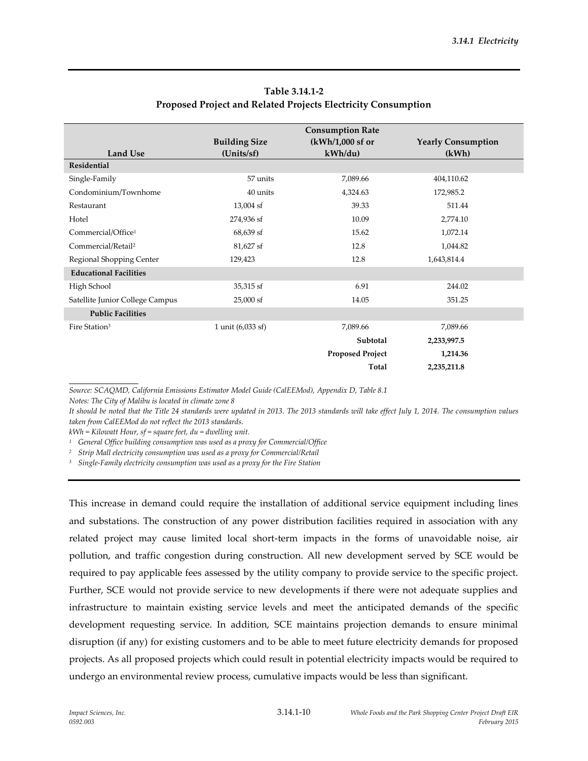**Table 3.14.1-2**
**Proposed Project and Related Projects Electricity Consumption**

| Land Use | Building Size (Units/sf) | Consumption Rate (kWh/1,000 sf or kWh/du) | Yearly Consumption (kWh) |
|---|---|---|---|
| **Residential** | | | |
| Single-Family | 57 units | 7,089.66 | 404,110.62 |
| Condominium/Townhome | 40 units | 4,324.63 | 172,985.2 |
| Restaurant | 13,004 sf | 39.33 | 511.44 |
| Hotel | 274,936 sf | 10.09 | 2,774.10 |
| Commercial/Office[1] | 68,639 sf | 15.62 | 1,072.14 |
| Commercial/Retail[2] | 81,627 sf | 12.8 | 1,044.82 |
| Regional Shopping Center | 129,423 | 12.8 | 1,643,814.4 |
| **Educational Facilities** | | | |
| High School | 35,315 sf | 6.91 | 244.02 |
| Satellite Junior College Campus | 25,000 sf | 14.05 | 351.25 |
| **Public Facilities** | | | |
| Fire Station[3] | 1 unit (6,033 sf) | 7,089.66 | 7,089.66 |
| | | **Subtotal** | **2,233,997.5** |
| | | **Proposed Project** | **1,214.36** |
| | | **Total** | **2,235,211.8** |

*Source: SCAQMD, California Emissions Estimator Model Guide (CalEEMod), Appendix D, Table 8.1*
*Notes: The City of Malibu is located in climate zone 8*
*It should be noted that the Title 24 standards were updated in 2013. The 2013 standards will take effect July 1, 2014. The consumption values taken from CalEEMod do not reflect the 2013 standards.*
*kWh = Kilowatt Hour, sf = square feet, du = dwelling unit.*
*[1] General Office building consumption was used as a proxy for Commercial/Office*
*[2] Strip Mall electricity consumption was used as a proxy for Commercial/Retail*
*[3] Single-Family electricity consumption was used as a proxy for the Fire Station*

This increase in demand could require the installation of additional service equipment including lines and substations. The construction of any power distribution facilities required in association with any related project may cause limited local short-term impacts in the forms of unavoidable noise, air pollution, and traffic congestion during construction. All new development served by SCE would be required to pay applicable fees assessed by the utility company to provide service to the specific project. Further, SCE would not provide service to new developments if there were not adequate supplies and infrastructure to maintain existing service levels and meet the anticipated demands of the specific development requesting service. In addition, SCE maintains projection demands to ensure minimal disruption (if any) for existing customers and to be able to meet future electricity demands for proposed projects. As all proposed projects which could result in potential electricity impacts would be required to undergo an environmental review process, cumulative impacts would be less than significant.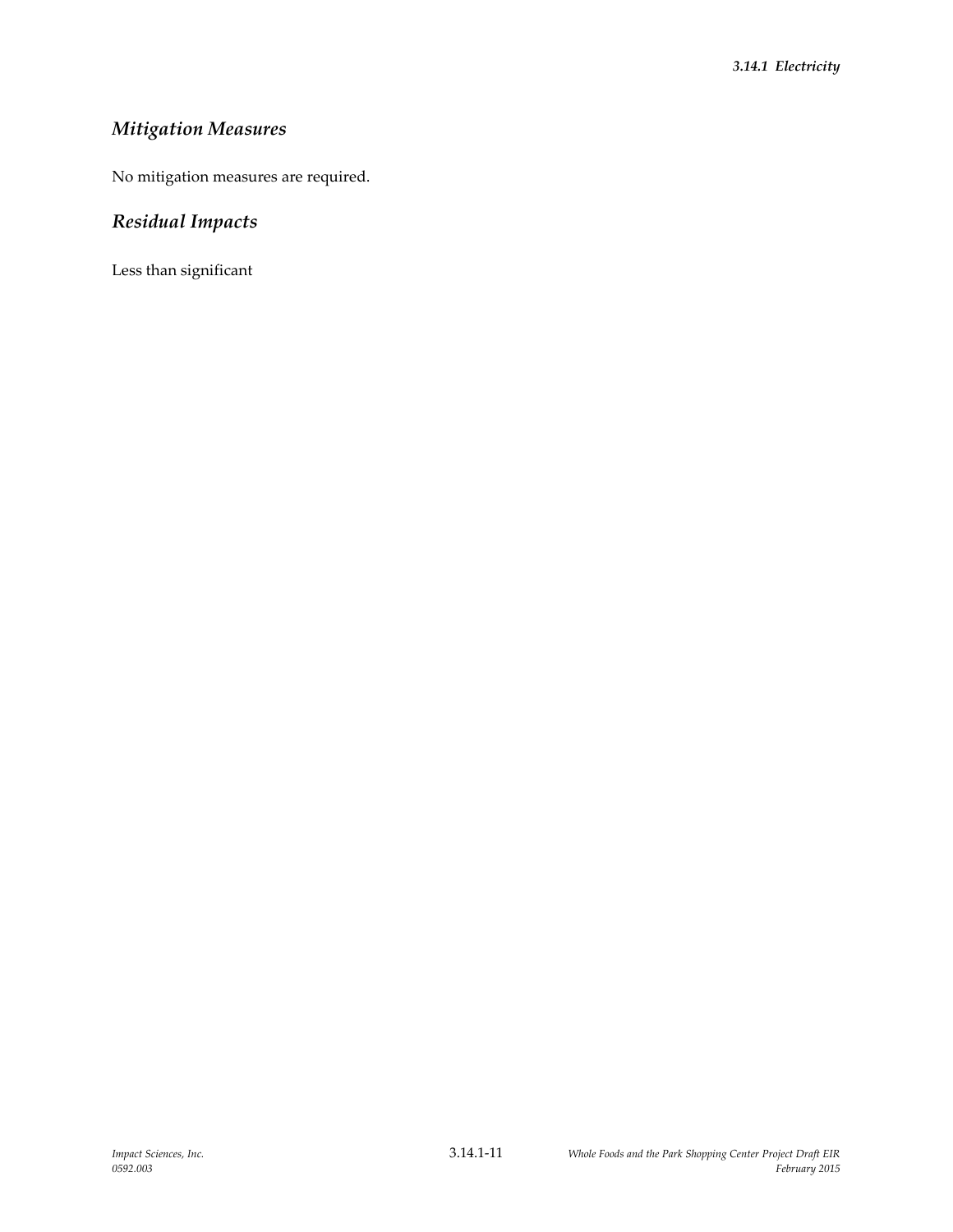### *Mitigation Measures*

No mitigation measures are required.

### *Residual Impacts*

Less than significant